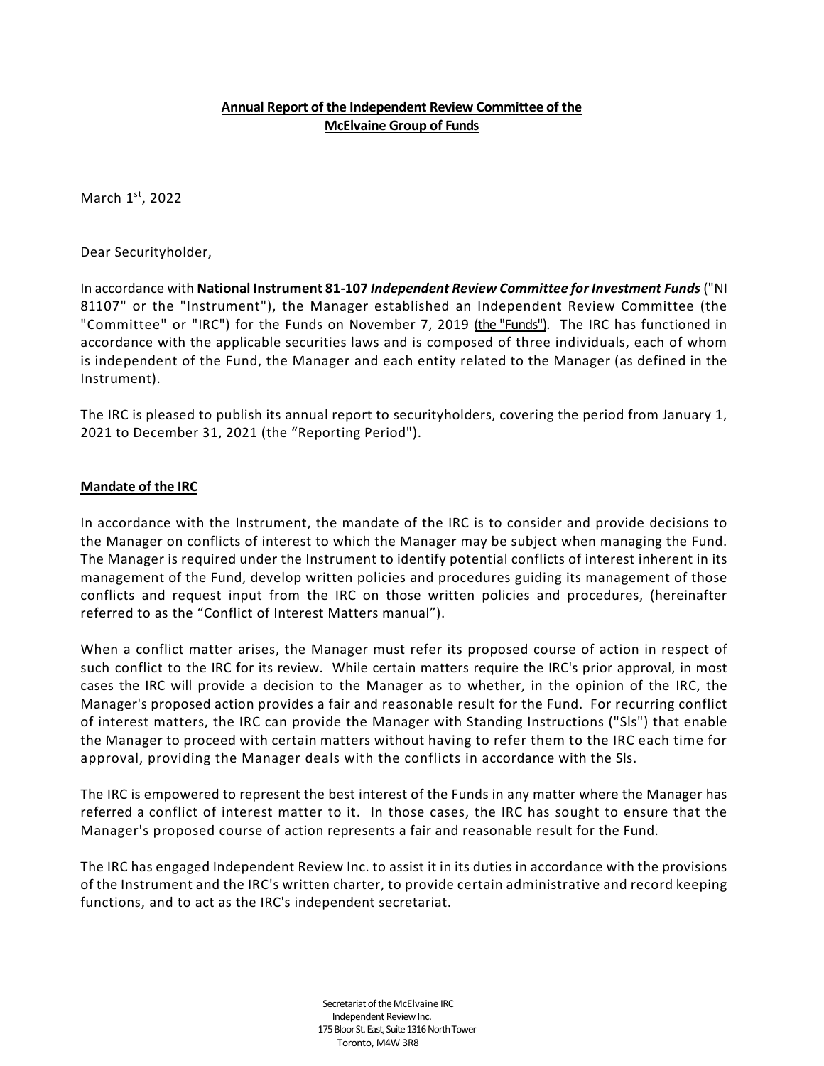**Annual Report of the Independent Review Committee of the McElvaine Group of Funds**

March 1st, 2022

Dear Securityholder,

In accordance with **National Instrument 81-107** ***Independent Review Committee for Investment Funds*** ("NI 81107" or the "Instrument"), the Manager established an Independent Review Committee (the "Committee" or "IRC") for the Funds on November 7, 2019 (the "Funds"). The IRC has functioned in accordance with the applicable securities laws and is composed of three individuals, each of whom is independent of the Fund, the Manager and each entity related to the Manager (as defined in the Instrument).

The IRC is pleased to publish its annual report to securityholders, covering the period from January 1, 2021 to December 31, 2021 (the "Reporting Period").

**Mandate of the IRC**

In accordance with the Instrument, the mandate of the IRC is to consider and provide decisions to the Manager on conflicts of interest to which the Manager may be subject when managing the Fund. The Manager is required under the Instrument to identify potential conflicts of interest inherent in its management of the Fund, develop written policies and procedures guiding its management of those conflicts and request input from the IRC on those written policies and procedures, (hereinafter referred to as the "Conflict of Interest Matters manual").

When a conflict matter arises, the Manager must refer its proposed course of action in respect of such conflict to the IRC for its review. While certain matters require the IRC's prior approval, in most cases the IRC will provide a decision to the Manager as to whether, in the opinion of the IRC, the Manager's proposed action provides a fair and reasonable result for the Fund. For recurring conflict of interest matters, the IRC can provide the Manager with Standing Instructions ("SIs") that enable the Manager to proceed with certain matters without having to refer them to the IRC each time for approval, providing the Manager deals with the conflicts in accordance with the SIs.

The IRC is empowered to represent the best interest of the Funds in any matter where the Manager has referred a conflict of interest matter to it. In those cases, the IRC has sought to ensure that the Manager's proposed course of action represents a fair and reasonable result for the Fund.

The IRC has engaged Independent Review Inc. to assist it in its duties in accordance with the provisions of the Instrument and the IRC's written charter, to provide certain administrative and record keeping functions, and to act as the IRC's independent secretariat.

Secretariat of the McElvaine IRC
Independent Review Inc.
175 Bloor St. East, Suite 1316 North Tower
Toronto, M4W 3R8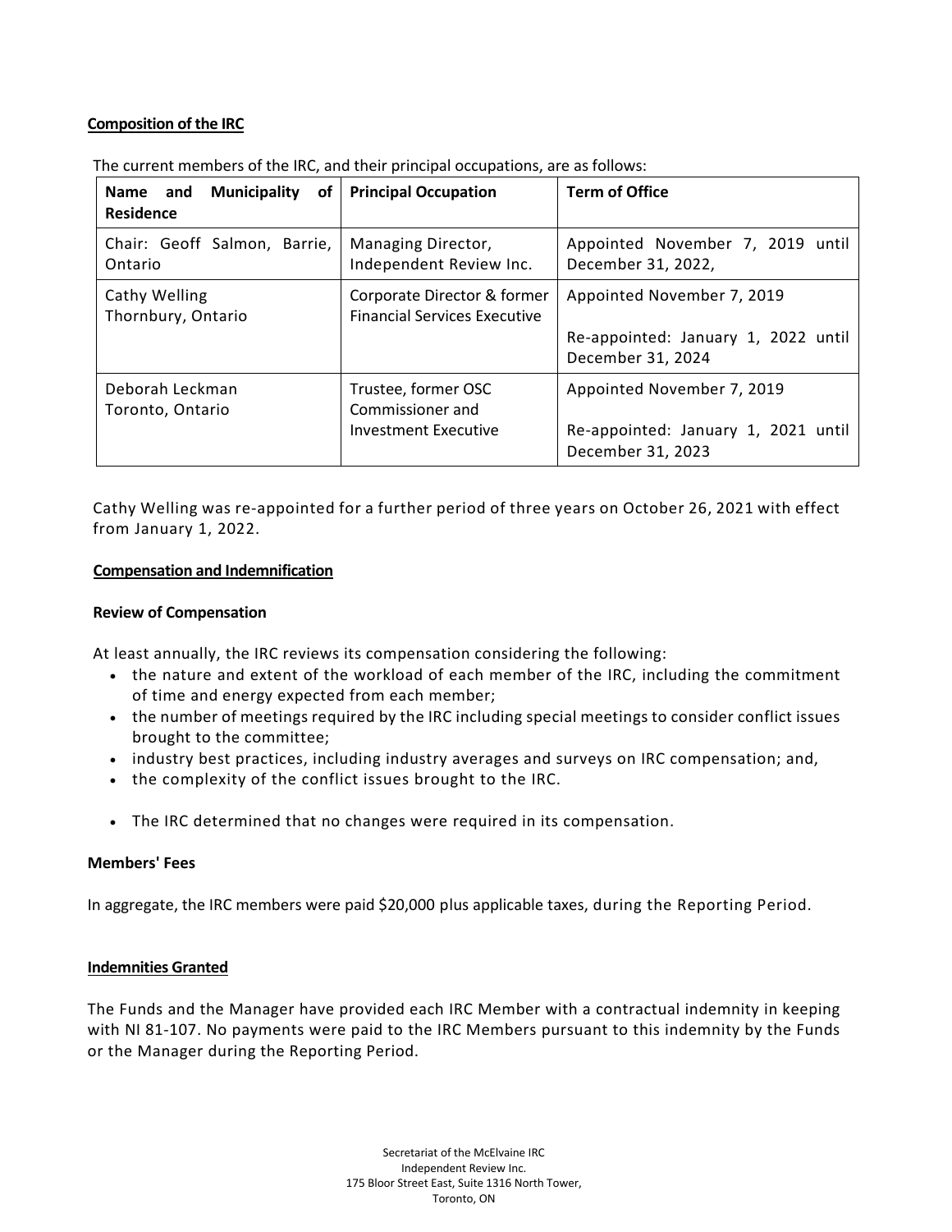## Composition of the IRC

The current members of the IRC, and their principal occupations, are as follows:

| Name and Municipality of Residence | Principal Occupation | Term of Office |
|---|---|---|
| Chair: Geoff Salmon, Barrie, Ontario | Managing Director, Independent Review Inc. | Appointed November 7, 2019 until December 31, 2022, |
| Cathy Welling Thornbury, Ontario | Corporate Director & former Financial Services Executive | Appointed November 7, 2019<br><br>Re-appointed: January 1, 2022 until December 31, 2024 |
| Deborah Leckman Toronto, Ontario | Trustee, former OSC Commissioner and Investment Executive | Appointed November 7, 2019<br><br>Re-appointed: January 1, 2021 until December 31, 2023 |

Cathy Welling was re-appointed for a further period of three years on October 26, 2021 with effect from January 1, 2022.

## Compensation and Indemnification

### Review of Compensation

At least annually, the IRC reviews its compensation considering the following:

- the nature and extent of the workload of each member of the IRC, including the commitment of time and energy expected from each member;
- the number of meetings required by the IRC including special meetings to consider conflict issues brought to the committee;
- industry best practices, including industry averages and surveys on IRC compensation; and,
- the complexity of the conflict issues brought to the IRC.

- The IRC determined that no changes were required in its compensation.

### Members' Fees

In aggregate, the IRC members were paid $20,000 plus applicable taxes, during the Reporting Period.

## Indemnities Granted

The Funds and the Manager have provided each IRC Member with a contractual indemnity in keeping with NI 81-107. No payments were paid to the IRC Members pursuant to this indemnity by the Funds or the Manager during the Reporting Period.

Secretariat of the McElvaine IRC
Independent Review Inc.
175 Bloor Street East, Suite 1316 North Tower,
Toronto, ON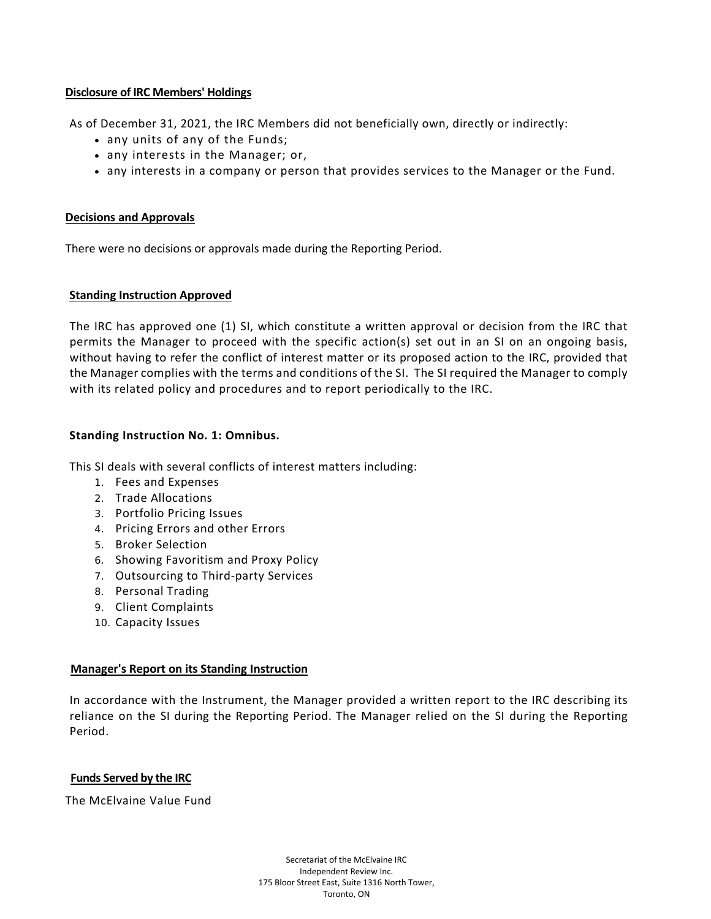## Disclosure of IRC Members' Holdings

As of December 31, 2021, the IRC Members did not beneficially own, directly or indirectly:

- any units of any of the Funds;
- any interests in the Manager; or,
- any interests in a company or person that provides services to the Manager or the Fund.

## Decisions and Approvals

There were no decisions or approvals made during the Reporting Period.

## Standing Instruction Approved

The IRC has approved one (1) SI, which constitute a written approval or decision from the IRC that permits the Manager to proceed with the specific action(s) set out in an SI on an ongoing basis, without having to refer the conflict of interest matter or its proposed action to the IRC, provided that the Manager complies with the terms and conditions of the SI. The SI required the Manager to comply with its related policy and procedures and to report periodically to the IRC.

### Standing Instruction No. 1: Omnibus.

This SI deals with several conflicts of interest matters including:

1. Fees and Expenses
2. Trade Allocations
3. Portfolio Pricing Issues
4. Pricing Errors and other Errors
5. Broker Selection
6. Showing Favoritism and Proxy Policy
7. Outsourcing to Third-party Services
8. Personal Trading
9. Client Complaints
10. Capacity Issues

## Manager's Report on its Standing Instruction

In accordance with the Instrument, the Manager provided a written report to the IRC describing its reliance on the SI during the Reporting Period. The Manager relied on the SI during the Reporting Period.

## Funds Served by the IRC

The McElvaine Value Fund

Secretariat of the McElvaine IRC
Independent Review Inc.
175 Bloor Street East, Suite 1316 North Tower,
Toronto, ON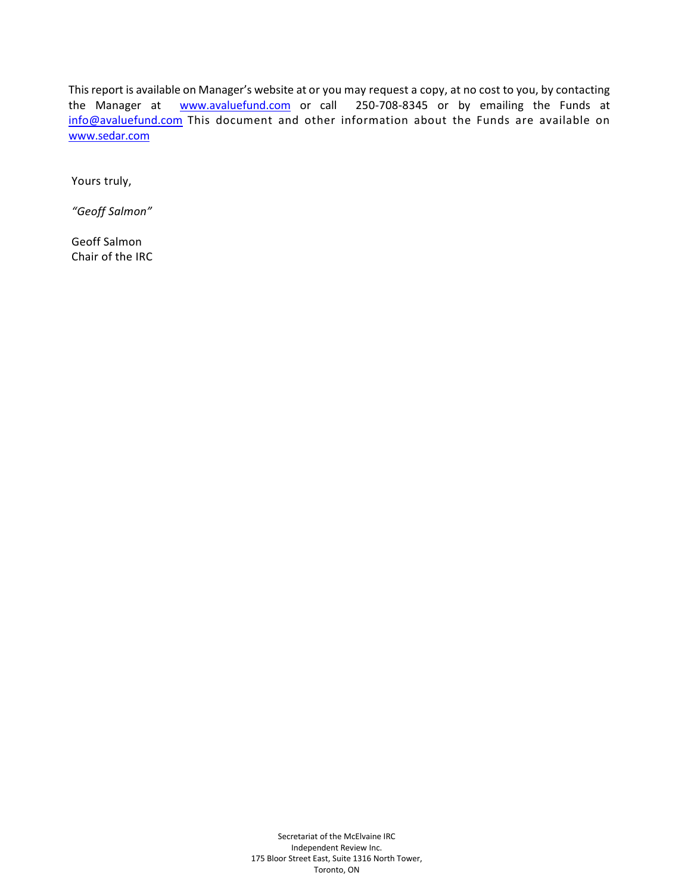This report is available on Manager's website at or you may request a copy, at no cost to you, by contacting the Manager at www.avaluefund.com or call 250-708-8345 or by emailing the Funds at info@avaluefund.com This document and other information about the Funds are available on www.sedar.com

Yours truly,

*"Geoff Salmon"*

Geoff Salmon
Chair of the IRC

Secretariat of the McElvaine IRC
Independent Review Inc.
175 Bloor Street East, Suite 1316 North Tower,
Toronto, ON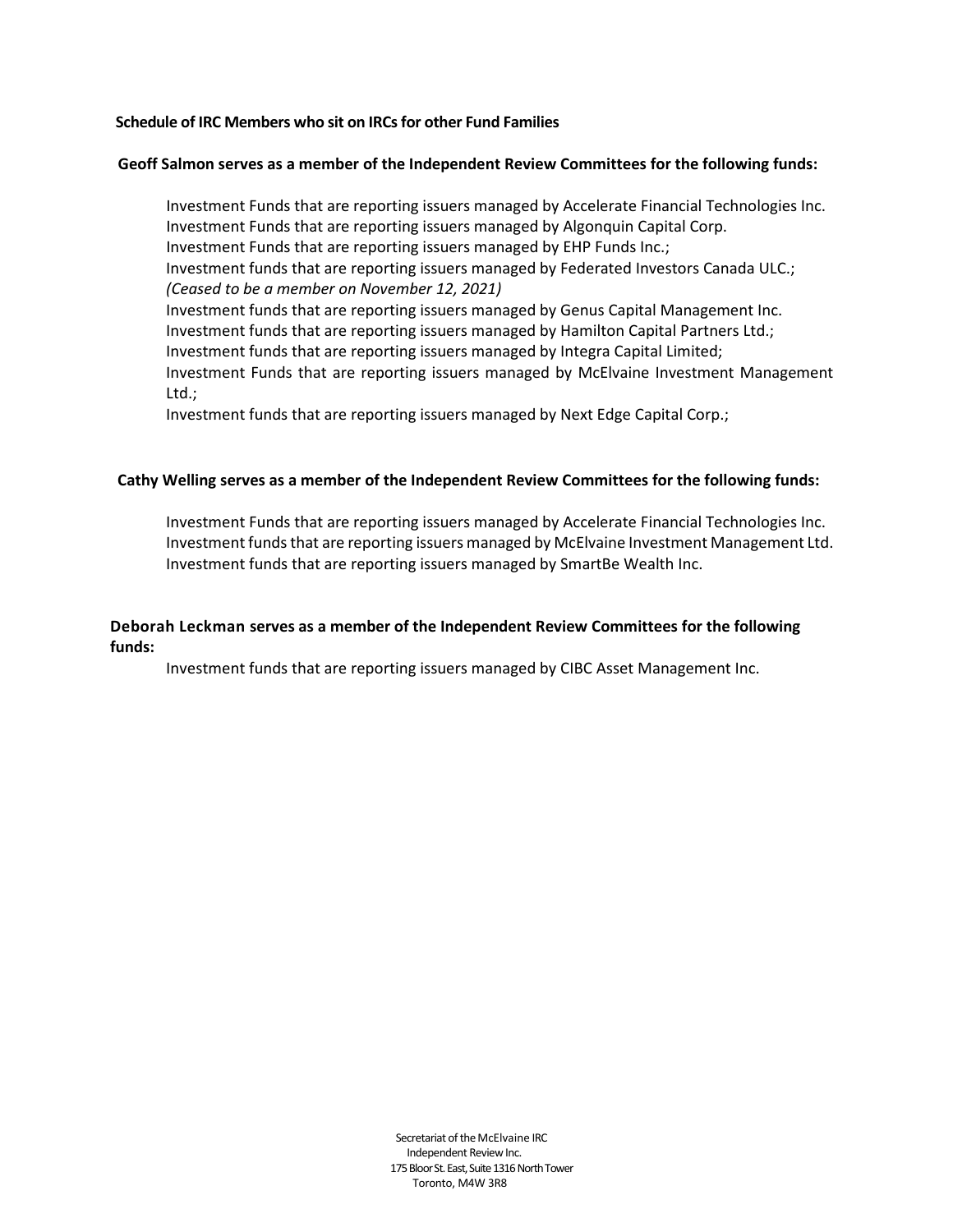**Schedule of IRC Members who sit on IRCs for other Fund Families**

**Geoff Salmon serves as a member of the Independent Review Committees for the following funds:**

Investment Funds that are reporting issuers managed by Accelerate Financial Technologies Inc.
Investment Funds that are reporting issuers managed by Algonquin Capital Corp.
Investment Funds that are reporting issuers managed by EHP Funds Inc.;
Investment funds that are reporting issuers managed by Federated Investors Canada ULC.;
*(Ceased to be a member on November 12, 2021)*
Investment funds that are reporting issuers managed by Genus Capital Management Inc.
Investment funds that are reporting issuers managed by Hamilton Capital Partners Ltd.;
Investment funds that are reporting issuers managed by Integra Capital Limited;
Investment Funds that are reporting issuers managed by McElvaine Investment Management Ltd.;
Investment funds that are reporting issuers managed by Next Edge Capital Corp.;

**Cathy Welling serves as a member of the Independent Review Committees for the following funds:**

Investment Funds that are reporting issuers managed by Accelerate Financial Technologies Inc.
Investment funds that are reporting issuers managed by McElvaine Investment Management Ltd.
Investment funds that are reporting issuers managed by SmartBe Wealth Inc.

**Deborah Leckman serves as a member of the Independent Review Committees for the following funds:**

Investment funds that are reporting issuers managed by CIBC Asset Management Inc.

Secretariat of the McElvaine IRC
Independent Review Inc.
175 Bloor St. East, Suite 1316 North Tower
Toronto, M4W 3R8